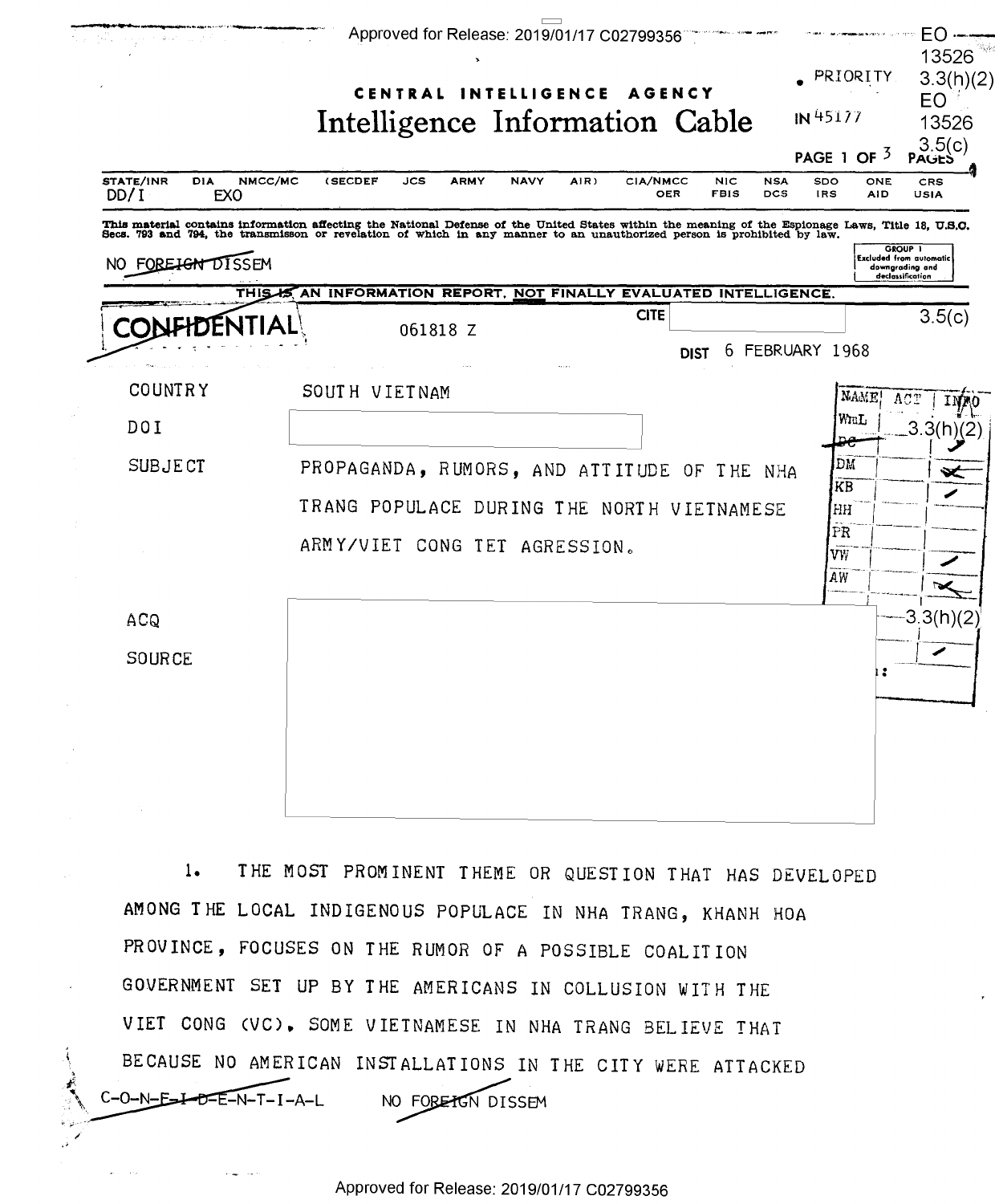EO 13526 3.3(h)(2)
EO 13526 3.5(c)

**CENTRAL INTELLIGENCE AGENCY**

# Intelligence Information Cable

• PRIORITY

IN 45177

PAGE 1 OF 3 PAGES

| STATE/INR | DIA | NMCC/MC | (SECDEF | JCS | ARMY | NAVY | AIR) | CIA/NMCC | NIC | NSA | SDO | ONE | CRS |
|---|---|---|---|---|---|---|---|---|---|---|---|---|---|
| DD/I | EXO | | | | | | | OER | FBIS | DCS | IRS | AID | USIA |

This material contains information affecting the National Defense of the United States within the meaning of the Espionage Laws, Title 18, U.S.C. Secs. 793 and 794, the transmisson or revelation of which in any manner to an unauthorized person is prohibited by law.

NO FOREIGN DISSEM

GROUP 1 Excluded from automatic downgrading and declassification

THIS IS AN INFORMATION REPORT, NOT FINALLY EVALUATED INTELLIGENCE.

CONFIDENTIAL

061818 Z

CITE 3.5(c)

DIST 6 FEBRUARY 1968

| NAME | ACT | INFO |
|---|---|---|
| WHL | | 3.3(h)(2) |
| DC | | ✓ |
| DM | | ✓ |
| KB | | ✓ |
| HH | | |
| PR | | |
| VW | | ✓ |
| AW | | ✓ |
| | | 3.3(h)(2) |
| | | ✓ |

COUNTRY SOUTH VIETNAM

DOI

SUBJECT PROPAGANDA, RUMORS, AND ATTITUDE OF THE NHA TRANG POPULACE DURING THE NORTH VIETNAMESE ARMY/VIET CONG TET AGRESSION.

ACQ

SOURCE

1. THE MOST PROMINENT THEME OR QUESTION THAT HAS DEVELOPED AMONG THE LOCAL INDIGENOUS POPULACE IN NHA TRANG, KHANH HOA PROVINCE, FOCUSES ON THE RUMOR OF A POSSIBLE COALITION GOVERNMENT SET UP BY THE AMERICANS IN COLLUSION WITH THE VIET CONG (VC). SOME VIETNAMESE IN NHA TRANG BELIEVE THAT BECAUSE NO AMERICAN INSTALLATIONS IN THE CITY WERE ATTACKED

C-O-N-F-I-D-E-N-T-I-A-L NO FOREIGN DISSEM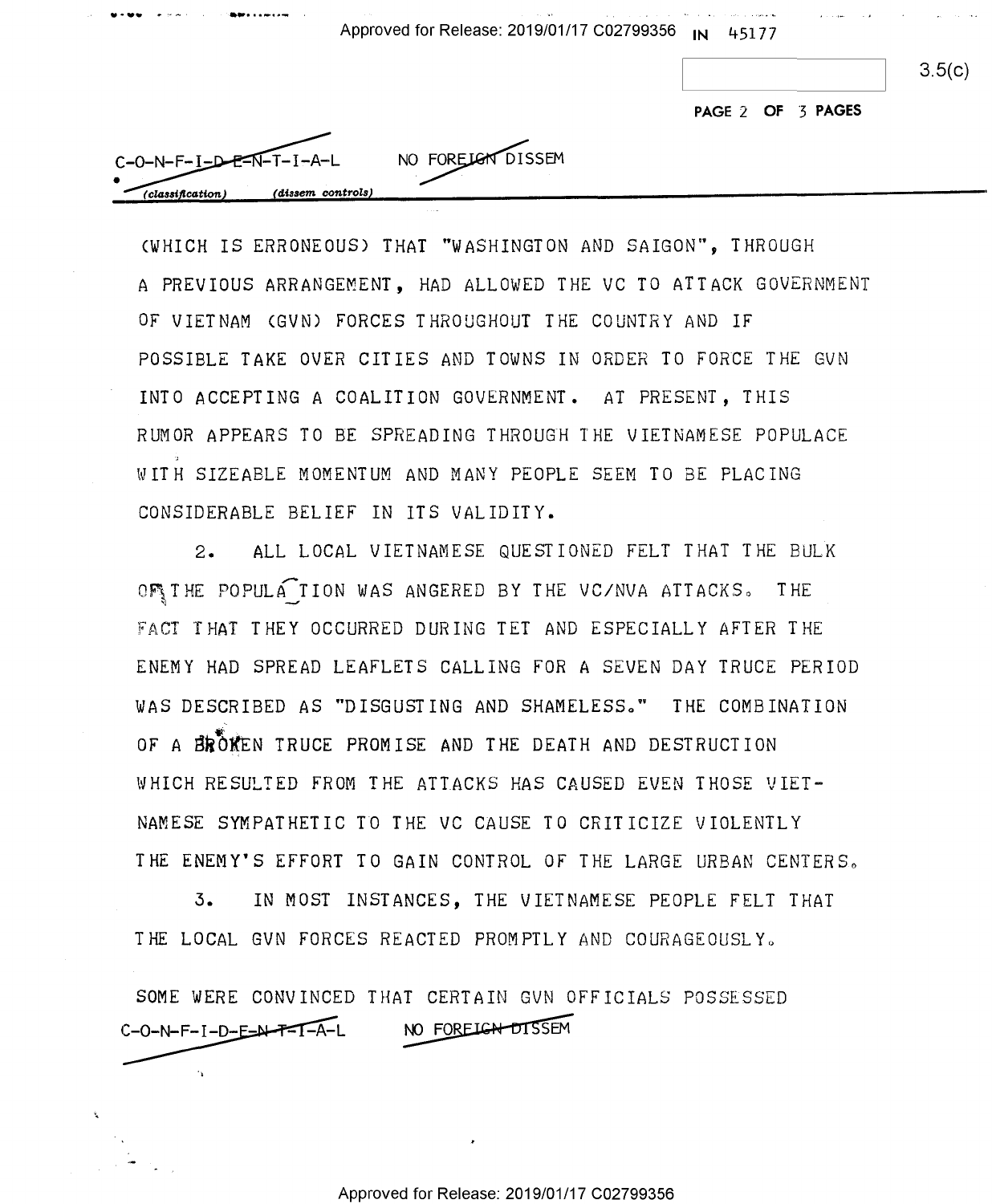(WHICH IS ERRONEOUS) THAT "WASHINGTON AND SAIGON", THROUGH A PREVIOUS ARRANGEMENT, HAD ALLOWED THE VC TO ATTACK GOVERNMENT OF VIETNAM (GVN) FORCES THROUGHOUT THE COUNTRY AND IF POSSIBLE TAKE OVER CITIES AND TOWNS IN ORDER TO FORCE THE GVN INTO ACCEPTING A COALITION GOVERNMENT. AT PRESENT, THIS RUMOR APPEARS TO BE SPREADING THROUGH THE VIETNAMESE POPULACE WITH SIZEABLE MOMENTUM AND MANY PEOPLE SEEM TO BE PLACING CONSIDERABLE BELIEF IN ITS VALIDITY.

2. ALL LOCAL VIETNAMESE QUESTIONED FELT THAT THE BULK OF THE POPULATION WAS ANGERED BY THE VC/NVA ATTACKS. THE FACT THAT THEY OCCURRED DURING TET AND ESPECIALLY AFTER THE ENEMY HAD SPREAD LEAFLETS CALLING FOR A SEVEN DAY TRUCE PERIOD WAS DESCRIBED AS "DISGUSTING AND SHAMELESS." THE COMBINATION OF A BROKEN TRUCE PROMISE AND THE DEATH AND DESTRUCTION WHICH RESULTED FROM THE ATTACKS HAS CAUSED EVEN THOSE VIETNAMESE SYMPATHETIC TO THE VC CAUSE TO CRITICIZE VIOLENTLY THE ENEMY'S EFFORT TO GAIN CONTROL OF THE LARGE URBAN CENTERS.

3. IN MOST INSTANCES, THE VIETNAMESE PEOPLE FELT THAT THE LOCAL GVN FORCES REACTED PROMPTLY AND COURAGEOUSLY.

SOME WERE CONVINCED THAT CERTAIN GVN OFFICIALS POSSESSED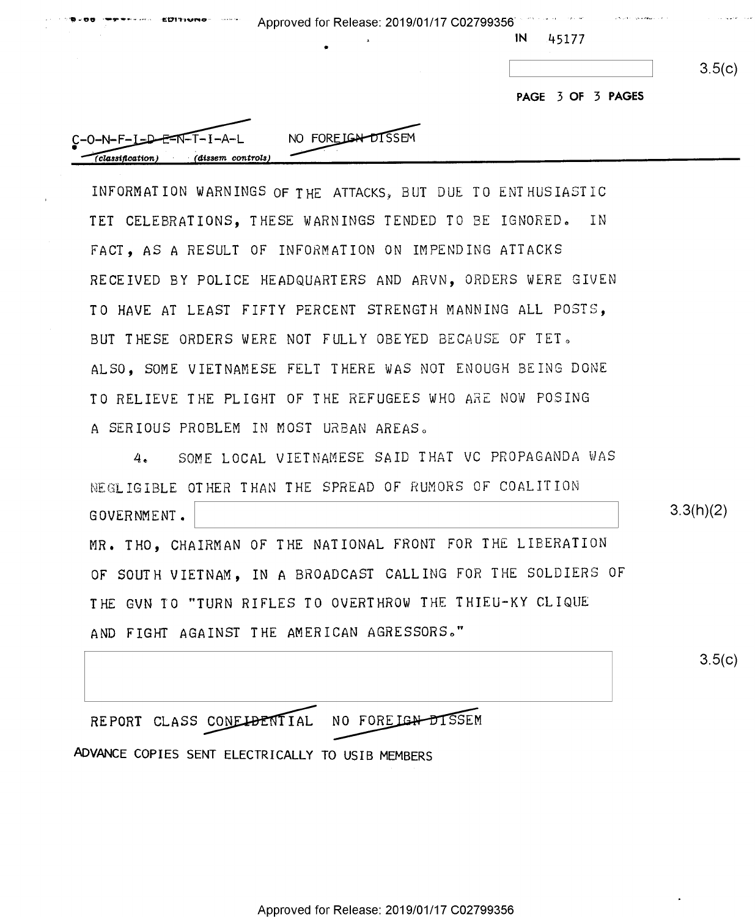IN 45177

3.5(c)

C-O-N-F-I-D-E-N-T-I-A-L NO FOREIGN DISSEM

(classification) (dissem controls)

INFORMATION WARNINGS OF THE ATTACKS, BUT DUE TO ENTHUSIASTIC TET CELEBRATIONS, THESE WARNINGS TENDED TO BE IGNORED. IN FACT, AS A RESULT OF INFORMATION ON IMPENDING ATTACKS RECEIVED BY POLICE HEADQUARTERS AND ARVN, ORDERS WERE GIVEN TO HAVE AT LEAST FIFTY PERCENT STRENGTH MANNING ALL POSTS, BUT THESE ORDERS WERE NOT FULLY OBEYED BECAUSE OF TET. ALSO, SOME VIETNAMESE FELT THERE WAS NOT ENOUGH BEING DONE TO RELIEVE THE PLIGHT OF THE REFUGEES WHO ARE NOW POSING A SERIOUS PROBLEM IN MOST URBAN AREAS.

4. SOME LOCAL VIETNAMESE SAID THAT VC PROPAGANDA WAS NEGLIGIBLE OTHER THAN THE SPREAD OF RUMORS OF COALITION GOVERNMENT. [redacted] 3.3(h)(2)

MR. THO, CHAIRMAN OF THE NATIONAL FRONT FOR THE LIBERATION OF SOUTH VIETNAM, IN A BROADCAST CALLING FOR THE SOLDIERS OF THE GVN TO "TURN RIFLES TO OVERTHROW THE THIEU-KY CLIQUE AND FIGHT AGAINST THE AMERICAN AGRESSORS."

[redacted] 3.5(c)

REPORT CLASS CONFIDENTIAL NO FOREIGN DISSEM

ADVANCE COPIES SENT ELECTRICALLY TO USIB MEMBERS